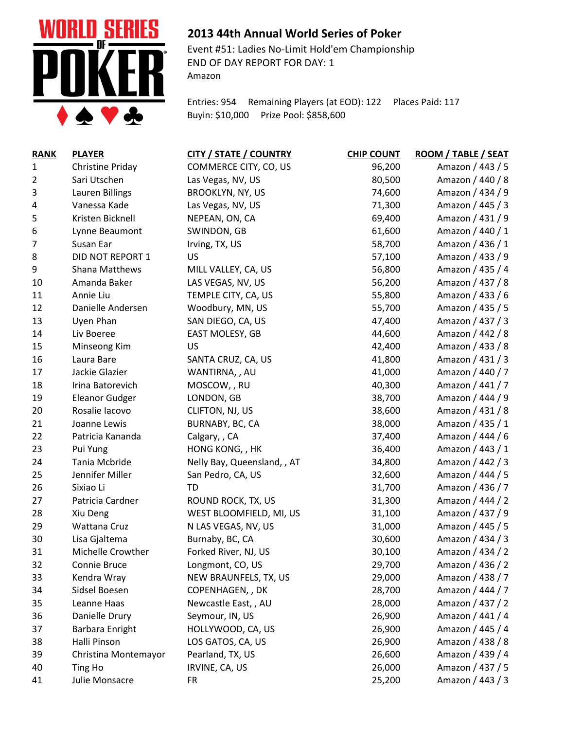# 2013 44th Annual World Series of Poker

Event #51: Ladies No-Limit Hold'em Championship
END OF DAY REPORT FOR DAY: 1
Amazon

Entries: 954 Remaining Players (at EOD): 122 Places Paid: 117
Buyin: $10,000 Prize Pool: $858,600

| RANK | PLAYER | CITY / STATE / COUNTRY | CHIP COUNT | ROOM / TABLE / SEAT |
|---|---|---|---|---|
| 1 | Christine Priday | COMMERCE CITY, CO, US | 96,200 | Amazon / 443 / 5 |
| 2 | Sari Utschen | Las Vegas, NV, US | 80,500 | Amazon / 440 / 8 |
| 3 | Lauren Billings | BROOKLYN, NY, US | 74,600 | Amazon / 434 / 9 |
| 4 | Vanessa Kade | Las Vegas, NV, US | 71,300 | Amazon / 445 / 3 |
| 5 | Kristen Bicknell | NEPEAN, ON, CA | 69,400 | Amazon / 431 / 9 |
| 6 | Lynne Beaumont | SWINDON, GB | 61,600 | Amazon / 440 / 1 |
| 7 | Susan Ear | Irving, TX, US | 58,700 | Amazon / 436 / 1 |
| 8 | DID NOT REPORT 1 | US | 57,100 | Amazon / 433 / 9 |
| 9 | Shana Matthews | MILL VALLEY, CA, US | 56,800 | Amazon / 435 / 4 |
| 10 | Amanda Baker | LAS VEGAS, NV, US | 56,200 | Amazon / 437 / 8 |
| 11 | Annie Liu | TEMPLE CITY, CA, US | 55,800 | Amazon / 433 / 6 |
| 12 | Danielle Andersen | Woodbury, MN, US | 55,700 | Amazon / 435 / 5 |
| 13 | Uyen Phan | SAN DIEGO, CA, US | 47,400 | Amazon / 437 / 3 |
| 14 | Liv Boeree | EAST MOLESY, GB | 44,600 | Amazon / 442 / 8 |
| 15 | Minseong Kim | US | 42,400 | Amazon / 433 / 8 |
| 16 | Laura Bare | SANTA CRUZ, CA, US | 41,800 | Amazon / 431 / 3 |
| 17 | Jackie Glazier | WANTIRNA, , AU | 41,000 | Amazon / 440 / 7 |
| 18 | Irina Batorevich | MOSCOW, , RU | 40,300 | Amazon / 441 / 7 |
| 19 | Eleanor Gudger | LONDON, GB | 38,700 | Amazon / 444 / 9 |
| 20 | Rosalie Iacovo | CLIFTON, NJ, US | 38,600 | Amazon / 431 / 8 |
| 21 | Joanne Lewis | BURNABY, BC, CA | 38,000 | Amazon / 435 / 1 |
| 22 | Patricia Kananda | Calgary, , CA | 37,400 | Amazon / 444 / 6 |
| 23 | Pui Yung | HONG KONG, , HK | 36,400 | Amazon / 443 / 1 |
| 24 | Tania Mcbride | Nelly Bay, Queensland, , AT | 34,800 | Amazon / 442 / 3 |
| 25 | Jennifer Miller | San Pedro, CA, US | 32,600 | Amazon / 444 / 5 |
| 26 | Sixiao Li | TD | 31,700 | Amazon / 436 / 7 |
| 27 | Patricia Cardner | ROUND ROCK, TX, US | 31,300 | Amazon / 444 / 2 |
| 28 | Xiu Deng | WEST BLOOMFIELD, MI, US | 31,100 | Amazon / 437 / 9 |
| 29 | Wattana Cruz | N LAS VEGAS, NV, US | 31,000 | Amazon / 445 / 5 |
| 30 | Lisa Gjaltema | Burnaby, BC, CA | 30,600 | Amazon / 434 / 3 |
| 31 | Michelle Crowther | Forked River, NJ, US | 30,100 | Amazon / 434 / 2 |
| 32 | Connie Bruce | Longmont, CO, US | 29,700 | Amazon / 436 / 2 |
| 33 | Kendra Wray | NEW BRAUNFELS, TX, US | 29,000 | Amazon / 438 / 7 |
| 34 | Sidsel Boesen | COPENHAGEN, , DK | 28,700 | Amazon / 444 / 7 |
| 35 | Leanne Haas | Newcastle East, , AU | 28,000 | Amazon / 437 / 2 |
| 36 | Danielle Drury | Seymour, IN, US | 26,900 | Amazon / 441 / 4 |
| 37 | Barbara Enright | HOLLYWOOD, CA, US | 26,900 | Amazon / 445 / 4 |
| 38 | Halli Pinson | LOS GATOS, CA, US | 26,900 | Amazon / 438 / 8 |
| 39 | Christina Montemayor | Pearland, TX, US | 26,600 | Amazon / 439 / 4 |
| 40 | Ting Ho | IRVINE, CA, US | 26,000 | Amazon / 437 / 5 |
| 41 | Julie Monsacre | FR | 25,200 | Amazon / 443 / 3 |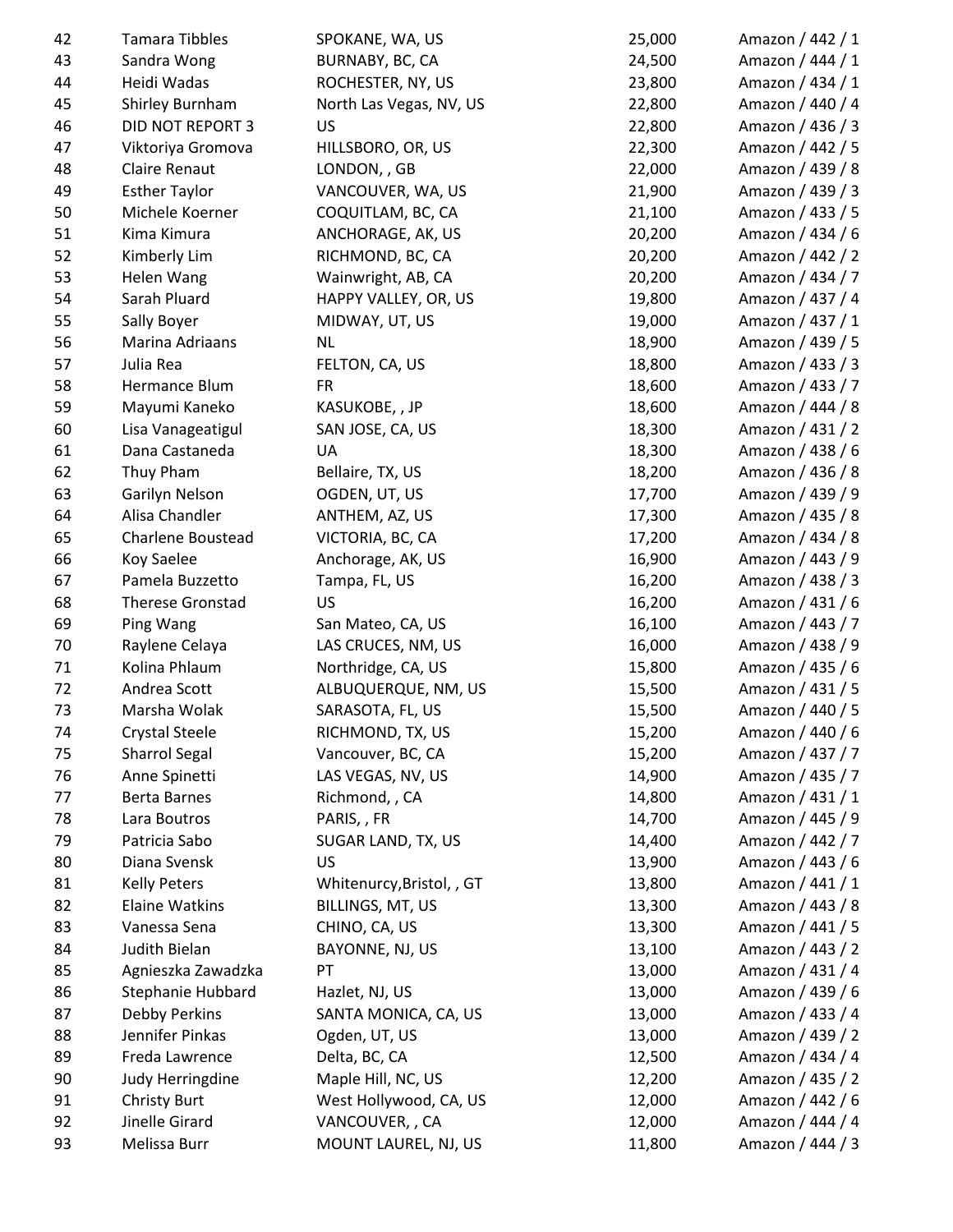| | | | | |
|---|---|---|---|---|
| 42 | Tamara Tibbles | SPOKANE, WA, US | 25,000 | Amazon / 442 / 1 |
| 43 | Sandra Wong | BURNABY, BC, CA | 24,500 | Amazon / 444 / 1 |
| 44 | Heidi Wadas | ROCHESTER, NY, US | 23,800 | Amazon / 434 / 1 |
| 45 | Shirley Burnham | North Las Vegas, NV, US | 22,800 | Amazon / 440 / 4 |
| 46 | DID NOT REPORT 3 | US | 22,800 | Amazon / 436 / 3 |
| 47 | Viktoriya Gromova | HILLSBORO, OR, US | 22,300 | Amazon / 442 / 5 |
| 48 | Claire Renaut | LONDON, , GB | 22,000 | Amazon / 439 / 8 |
| 49 | Esther Taylor | VANCOUVER, WA, US | 21,900 | Amazon / 439 / 3 |
| 50 | Michele Koerner | COQUITLAM, BC, CA | 21,100 | Amazon / 433 / 5 |
| 51 | Kima Kimura | ANCHORAGE, AK, US | 20,200 | Amazon / 434 / 6 |
| 52 | Kimberly Lim | RICHMOND, BC, CA | 20,200 | Amazon / 442 / 2 |
| 53 | Helen Wang | Wainwright, AB, CA | 20,200 | Amazon / 434 / 7 |
| 54 | Sarah Pluard | HAPPY VALLEY, OR, US | 19,800 | Amazon / 437 / 4 |
| 55 | Sally Boyer | MIDWAY, UT, US | 19,000 | Amazon / 437 / 1 |
| 56 | Marina Adriaans | NL | 18,900 | Amazon / 439 / 5 |
| 57 | Julia Rea | FELTON, CA, US | 18,800 | Amazon / 433 / 3 |
| 58 | Hermance Blum | FR | 18,600 | Amazon / 433 / 7 |
| 59 | Mayumi Kaneko | KASUKOBE, , JP | 18,600 | Amazon / 444 / 8 |
| 60 | Lisa Vanageatigul | SAN JOSE, CA, US | 18,300 | Amazon / 431 / 2 |
| 61 | Dana Castaneda | UA | 18,300 | Amazon / 438 / 6 |
| 62 | Thuy Pham | Bellaire, TX, US | 18,200 | Amazon / 436 / 8 |
| 63 | Garilyn Nelson | OGDEN, UT, US | 17,700 | Amazon / 439 / 9 |
| 64 | Alisa Chandler | ANTHEM, AZ, US | 17,300 | Amazon / 435 / 8 |
| 65 | Charlene Boustead | VICTORIA, BC, CA | 17,200 | Amazon / 434 / 8 |
| 66 | Koy Saelee | Anchorage, AK, US | 16,900 | Amazon / 443 / 9 |
| 67 | Pamela Buzzetto | Tampa, FL, US | 16,200 | Amazon / 438 / 3 |
| 68 | Therese Gronstad | US | 16,200 | Amazon / 431 / 6 |
| 69 | Ping Wang | San Mateo, CA, US | 16,100 | Amazon / 443 / 7 |
| 70 | Raylene Celaya | LAS CRUCES, NM, US | 16,000 | Amazon / 438 / 9 |
| 71 | Kolina Phlaum | Northridge, CA, US | 15,800 | Amazon / 435 / 6 |
| 72 | Andrea Scott | ALBUQUERQUE, NM, US | 15,500 | Amazon / 431 / 5 |
| 73 | Marsha Wolak | SARASOTA, FL, US | 15,500 | Amazon / 440 / 5 |
| 74 | Crystal Steele | RICHMOND, TX, US | 15,200 | Amazon / 440 / 6 |
| 75 | Sharrol Segal | Vancouver, BC, CA | 15,200 | Amazon / 437 / 7 |
| 76 | Anne Spinetti | LAS VEGAS, NV, US | 14,900 | Amazon / 435 / 7 |
| 77 | Berta Barnes | Richmond, , CA | 14,800 | Amazon / 431 / 1 |
| 78 | Lara Boutros | PARIS, , FR | 14,700 | Amazon / 445 / 9 |
| 79 | Patricia Sabo | SUGAR LAND, TX, US | 14,400 | Amazon / 442 / 7 |
| 80 | Diana Svensk | US | 13,900 | Amazon / 443 / 6 |
| 81 | Kelly Peters | Whitenurcy,Bristol, , GT | 13,800 | Amazon / 441 / 1 |
| 82 | Elaine Watkins | BILLINGS, MT, US | 13,300 | Amazon / 443 / 8 |
| 83 | Vanessa Sena | CHINO, CA, US | 13,300 | Amazon / 441 / 5 |
| 84 | Judith Bielan | BAYONNE, NJ, US | 13,100 | Amazon / 443 / 2 |
| 85 | Agnieszka Zawadzka | PT | 13,000 | Amazon / 431 / 4 |
| 86 | Stephanie Hubbard | Hazlet, NJ, US | 13,000 | Amazon / 439 / 6 |
| 87 | Debby Perkins | SANTA MONICA, CA, US | 13,000 | Amazon / 433 / 4 |
| 88 | Jennifer Pinkas | Ogden, UT, US | 13,000 | Amazon / 439 / 2 |
| 89 | Freda Lawrence | Delta, BC, CA | 12,500 | Amazon / 434 / 4 |
| 90 | Judy Herringdine | Maple Hill, NC, US | 12,200 | Amazon / 435 / 2 |
| 91 | Christy Burt | West Hollywood, CA, US | 12,000 | Amazon / 442 / 6 |
| 92 | Jinelle Girard | VANCOUVER, , CA | 12,000 | Amazon / 444 / 4 |
| 93 | Melissa Burr | MOUNT LAUREL, NJ, US | 11,800 | Amazon / 444 / 3 |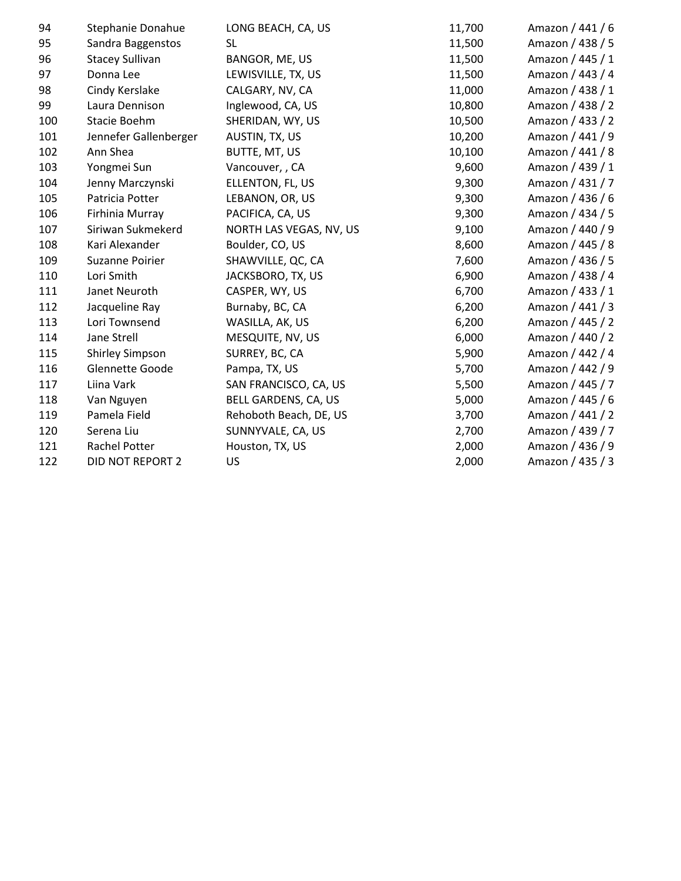| | | | | |
|---|---|---|---|---|
| 94 | Stephanie Donahue | LONG BEACH, CA, US | 11,700 | Amazon / 441 / 6 |
| 95 | Sandra Baggenstos | SL | 11,500 | Amazon / 438 / 5 |
| 96 | Stacey Sullivan | BANGOR, ME, US | 11,500 | Amazon / 445 / 1 |
| 97 | Donna Lee | LEWISVILLE, TX, US | 11,500 | Amazon / 443 / 4 |
| 98 | Cindy Kerslake | CALGARY, NV, CA | 11,000 | Amazon / 438 / 1 |
| 99 | Laura Dennison | Inglewood, CA, US | 10,800 | Amazon / 438 / 2 |
| 100 | Stacie Boehm | SHERIDAN, WY, US | 10,500 | Amazon / 433 / 2 |
| 101 | Jennefer Gallenberger | AUSTIN, TX, US | 10,200 | Amazon / 441 / 9 |
| 102 | Ann Shea | BUTTE, MT, US | 10,100 | Amazon / 441 / 8 |
| 103 | Yongmei Sun | Vancouver, , CA | 9,600 | Amazon / 439 / 1 |
| 104 | Jenny Marczynski | ELLENTON, FL, US | 9,300 | Amazon / 431 / 7 |
| 105 | Patricia Potter | LEBANON, OR, US | 9,300 | Amazon / 436 / 6 |
| 106 | Firhinia Murray | PACIFICA, CA, US | 9,300 | Amazon / 434 / 5 |
| 107 | Siriwan Sukmekerd | NORTH LAS VEGAS, NV, US | 9,100 | Amazon / 440 / 9 |
| 108 | Kari Alexander | Boulder, CO, US | 8,600 | Amazon / 445 / 8 |
| 109 | Suzanne Poirier | SHAWVILLE, QC, CA | 7,600 | Amazon / 436 / 5 |
| 110 | Lori Smith | JACKSBORO, TX, US | 6,900 | Amazon / 438 / 4 |
| 111 | Janet Neuroth | CASPER, WY, US | 6,700 | Amazon / 433 / 1 |
| 112 | Jacqueline Ray | Burnaby, BC, CA | 6,200 | Amazon / 441 / 3 |
| 113 | Lori Townsend | WASILLA, AK, US | 6,200 | Amazon / 445 / 2 |
| 114 | Jane Strell | MESQUITE, NV, US | 6,000 | Amazon / 440 / 2 |
| 115 | Shirley Simpson | SURREY, BC, CA | 5,900 | Amazon / 442 / 4 |
| 116 | Glennette Goode | Pampa, TX, US | 5,700 | Amazon / 442 / 9 |
| 117 | Liina Vark | SAN FRANCISCO, CA, US | 5,500 | Amazon / 445 / 7 |
| 118 | Van Nguyen | BELL GARDENS, CA, US | 5,000 | Amazon / 445 / 6 |
| 119 | Pamela Field | Rehoboth Beach, DE, US | 3,700 | Amazon / 441 / 2 |
| 120 | Serena Liu | SUNNYVALE, CA, US | 2,700 | Amazon / 439 / 7 |
| 121 | Rachel Potter | Houston, TX, US | 2,000 | Amazon / 436 / 9 |
| 122 | DID NOT REPORT 2 | US | 2,000 | Amazon / 435 / 3 |